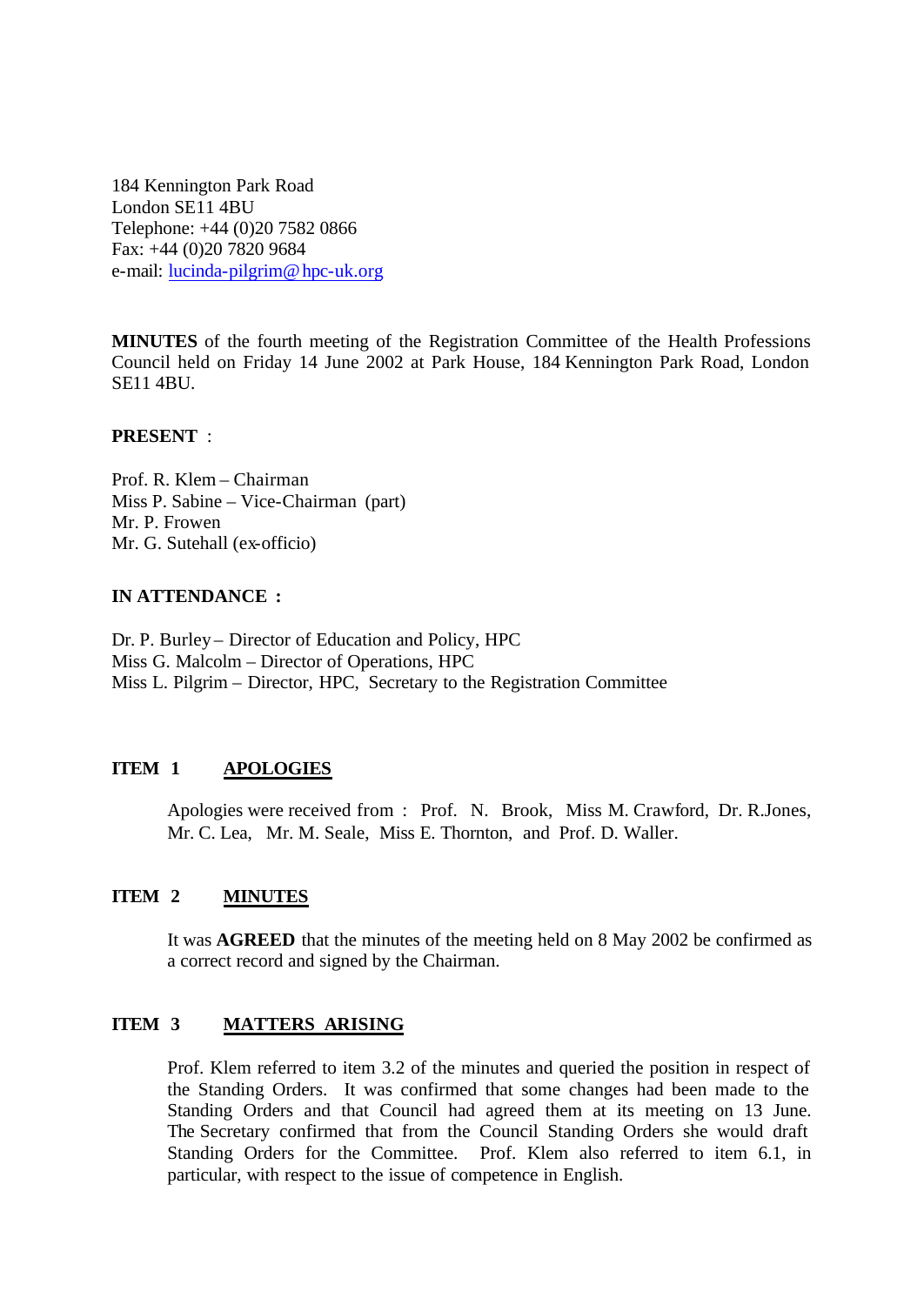184 Kennington Park Road
London SE11 4BU
Telephone: +44 (0)20 7582 0866
Fax: +44 (0)20 7820 9684
e-mail: lucinda-pilgrim@hpc-uk.org

**MINUTES** of the fourth meeting of the Registration Committee of the Health Professions Council held on Friday 14 June 2002 at Park House, 184 Kennington Park Road, London SE11 4BU.

**PRESENT** :

Prof. R. Klem – Chairman
Miss P. Sabine – Vice-Chairman (part)
Mr. P. Frowen
Mr. G. Sutehall (ex-officio)

**IN ATTENDANCE :**

Dr. P. Burley – Director of Education and Policy, HPC
Miss G. Malcolm – Director of Operations, HPC
Miss L. Pilgrim – Director, HPC, Secretary to the Registration Committee

## ITEM 1 APOLOGIES

Apologies were received from : Prof. N. Brook, Miss M. Crawford, Dr. R.Jones, Mr. C. Lea, Mr. M. Seale, Miss E. Thornton, and Prof. D. Waller.

## ITEM 2 MINUTES

It was **AGREED** that the minutes of the meeting held on 8 May 2002 be confirmed as a correct record and signed by the Chairman.

## ITEM 3 MATTERS ARISING

Prof. Klem referred to item 3.2 of the minutes and queried the position in respect of the Standing Orders. It was confirmed that some changes had been made to the Standing Orders and that Council had agreed them at its meeting on 13 June. The Secretary confirmed that from the Council Standing Orders she would draft Standing Orders for the Committee. Prof. Klem also referred to item 6.1, in particular, with respect to the issue of competence in English.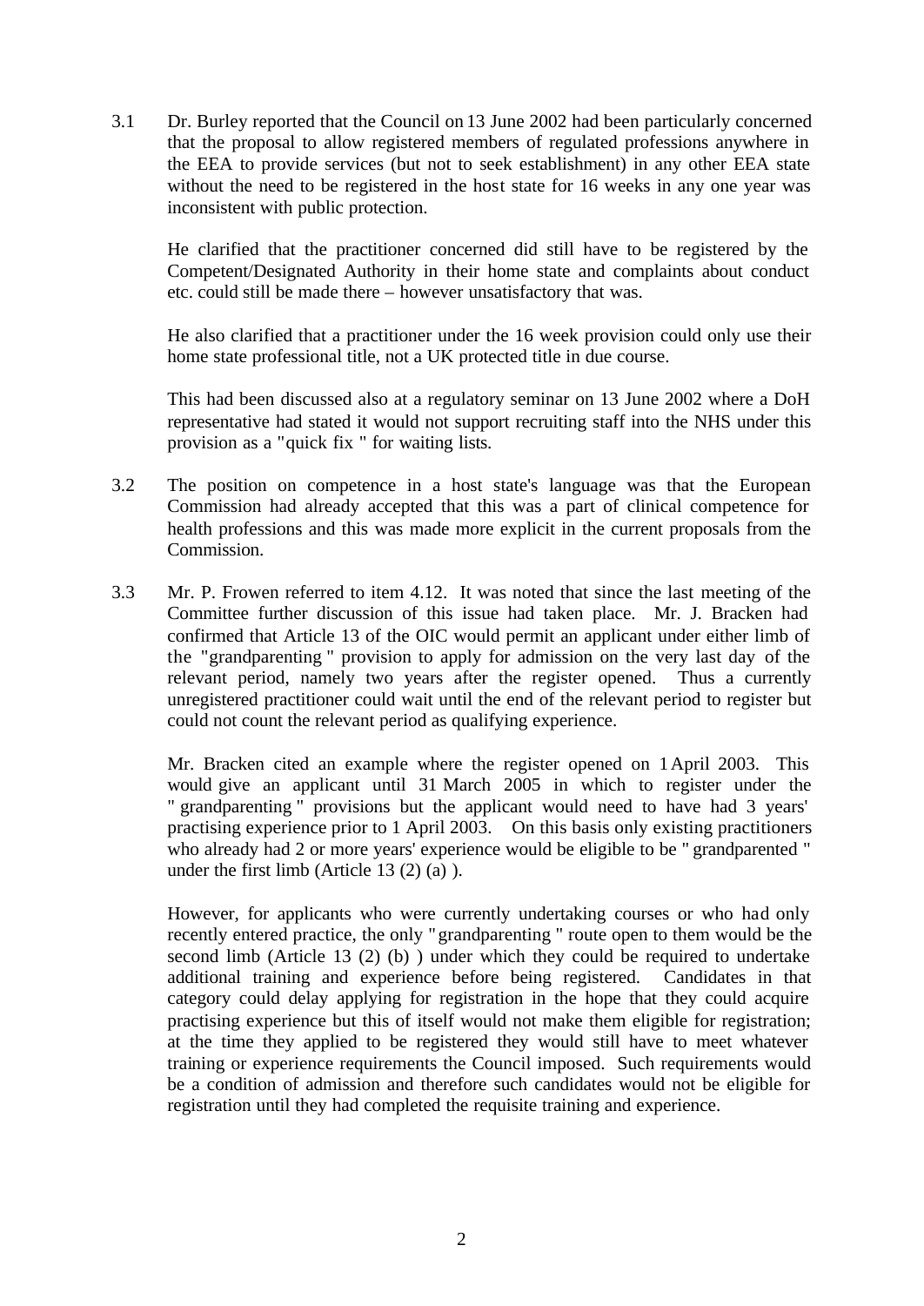3.1 Dr. Burley reported that the Council on 13 June 2002 had been particularly concerned that the proposal to allow registered members of regulated professions anywhere in the EEA to provide services (but not to seek establishment) in any other EEA state without the need to be registered in the host state for 16 weeks in any one year was inconsistent with public protection.

He clarified that the practitioner concerned did still have to be registered by the Competent/Designated Authority in their home state and complaints about conduct etc. could still be made there – however unsatisfactory that was.

He also clarified that a practitioner under the 16 week provision could only use their home state professional title, not a UK protected title in due course.

This had been discussed also at a regulatory seminar on 13 June 2002 where a DoH representative had stated it would not support recruiting staff into the NHS under this provision as a "quick fix" for waiting lists.

3.2 The position on competence in a host state's language was that the European Commission had already accepted that this was a part of clinical competence for health professions and this was made more explicit in the current proposals from the Commission.

3.3 Mr. P. Frowen referred to item 4.12. It was noted that since the last meeting of the Committee further discussion of this issue had taken place. Mr. J. Bracken had confirmed that Article 13 of the OIC would permit an applicant under either limb of the "grandparenting" provision to apply for admission on the very last day of the relevant period, namely two years after the register opened. Thus a currently unregistered practitioner could wait until the end of the relevant period to register but could not count the relevant period as qualifying experience.

Mr. Bracken cited an example where the register opened on 1 April 2003. This would give an applicant until 31 March 2005 in which to register under the "grandparenting" provisions but the applicant would need to have had 3 years' practising experience prior to 1 April 2003. On this basis only existing practitioners who already had 2 or more years' experience would be eligible to be "grandparented" under the first limb (Article 13 (2) (a) ).

However, for applicants who were currently undertaking courses or who had only recently entered practice, the only "grandparenting" route open to them would be the second limb (Article 13 (2) (b) ) under which they could be required to undertake additional training and experience before being registered. Candidates in that category could delay applying for registration in the hope that they could acquire practising experience but this of itself would not make them eligible for registration; at the time they applied to be registered they would still have to meet whatever training or experience requirements the Council imposed. Such requirements would be a condition of admission and therefore such candidates would not be eligible for registration until they had completed the requisite training and experience.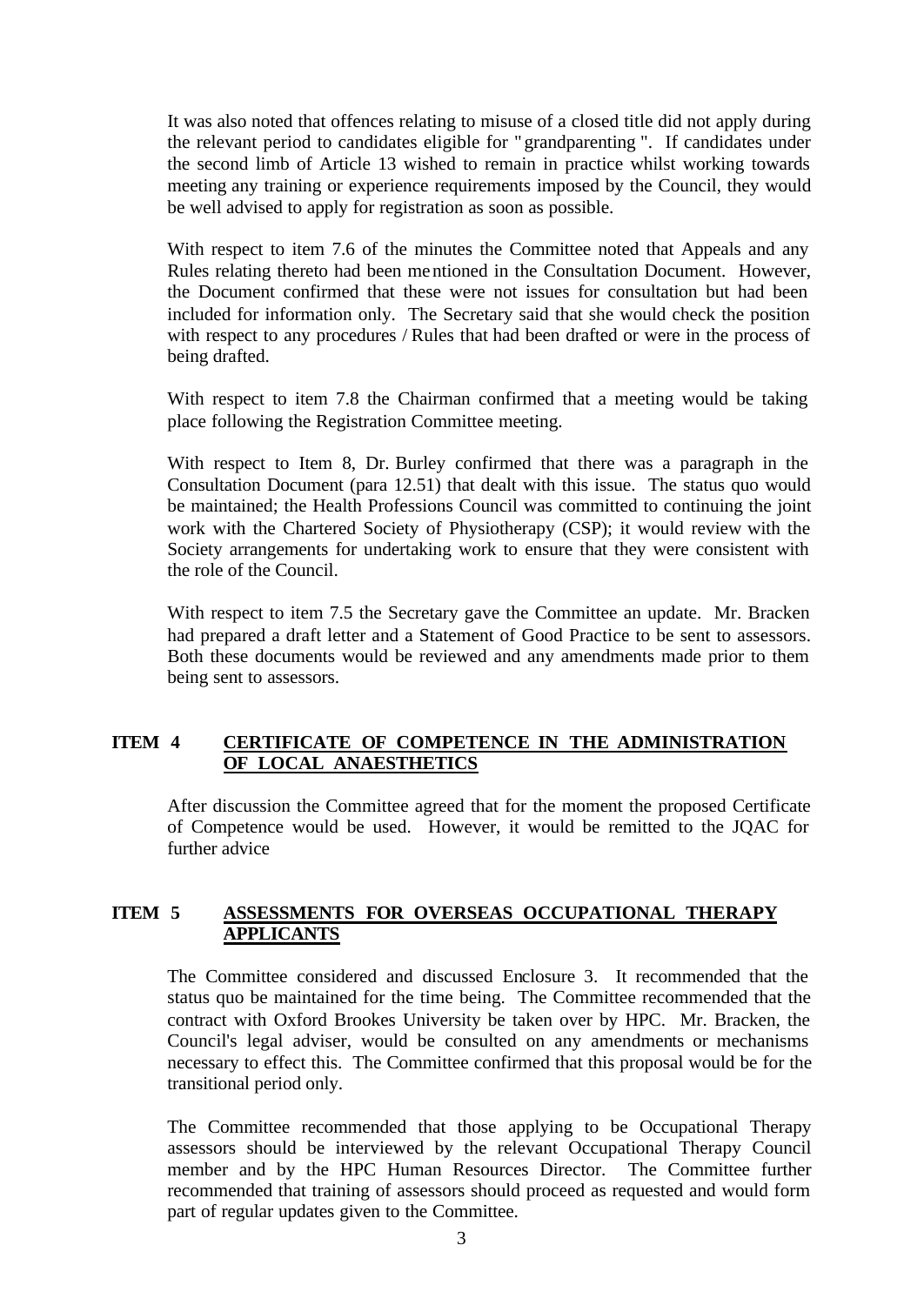It was also noted that offences relating to misuse of a closed title did not apply during the relevant period to candidates eligible for "grandparenting". If candidates under the second limb of Article 13 wished to remain in practice whilst working towards meeting any training or experience requirements imposed by the Council, they would be well advised to apply for registration as soon as possible.

With respect to item 7.6 of the minutes the Committee noted that Appeals and any Rules relating thereto had been mentioned in the Consultation Document. However, the Document confirmed that these were not issues for consultation but had been included for information only. The Secretary said that she would check the position with respect to any procedures / Rules that had been drafted or were in the process of being drafted.

With respect to item 7.8 the Chairman confirmed that a meeting would be taking place following the Registration Committee meeting.

With respect to Item 8, Dr. Burley confirmed that there was a paragraph in the Consultation Document (para 12.51) that dealt with this issue. The status quo would be maintained; the Health Professions Council was committed to continuing the joint work with the Chartered Society of Physiotherapy (CSP); it would review with the Society arrangements for undertaking work to ensure that they were consistent with the role of the Council.

With respect to item 7.5 the Secretary gave the Committee an update. Mr. Bracken had prepared a draft letter and a Statement of Good Practice to be sent to assessors. Both these documents would be reviewed and any amendments made prior to them being sent to assessors.

## ITEM 4 CERTIFICATE OF COMPETENCE IN THE ADMINISTRATION OF LOCAL ANAESTHETICS

After discussion the Committee agreed that for the moment the proposed Certificate of Competence would be used. However, it would be remitted to the JQAC for further advice

## ITEM 5 ASSESSMENTS FOR OVERSEAS OCCUPATIONAL THERAPY APPLICANTS

The Committee considered and discussed Enclosure 3. It recommended that the status quo be maintained for the time being. The Committee recommended that the contract with Oxford Brookes University be taken over by HPC. Mr. Bracken, the Council's legal adviser, would be consulted on any amendments or mechanisms necessary to effect this. The Committee confirmed that this proposal would be for the transitional period only.

The Committee recommended that those applying to be Occupational Therapy assessors should be interviewed by the relevant Occupational Therapy Council member and by the HPC Human Resources Director. The Committee further recommended that training of assessors should proceed as requested and would form part of regular updates given to the Committee.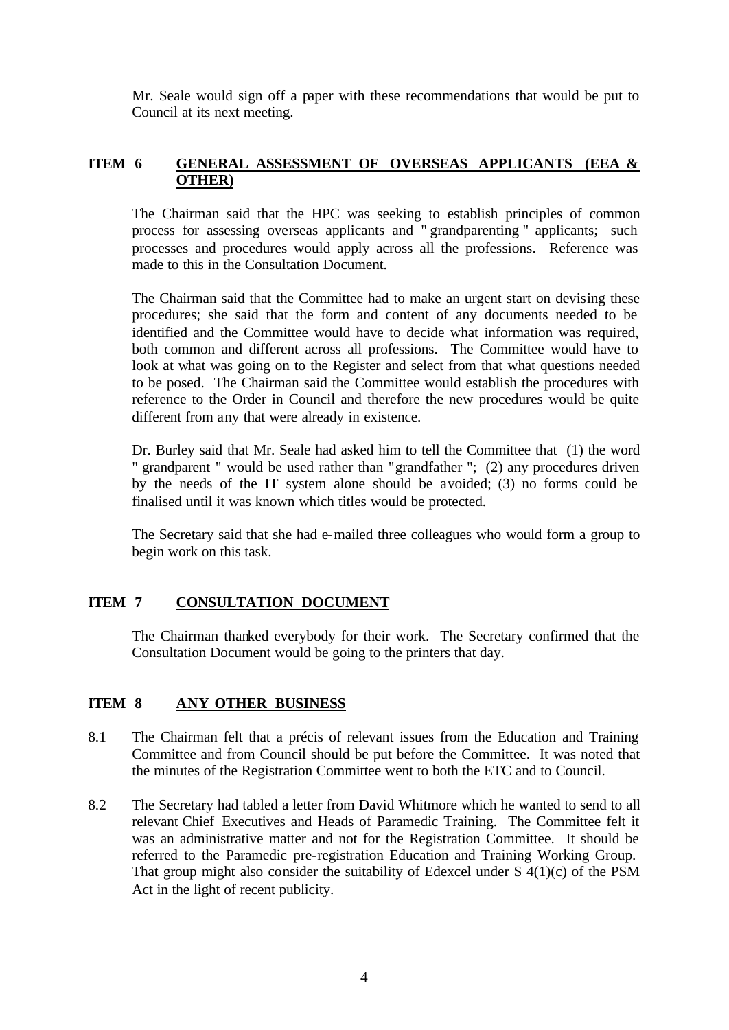Mr. Seale would sign off a paper with these recommendations that would be put to Council at its next meeting.

## ITEM 6 GENERAL ASSESSMENT OF OVERSEAS APPLICANTS (EEA & OTHER)

The Chairman said that the HPC was seeking to establish principles of common process for assessing overseas applicants and " grandparenting " applicants; such processes and procedures would apply across all the professions. Reference was made to this in the Consultation Document.

The Chairman said that the Committee had to make an urgent start on devising these procedures; she said that the form and content of any documents needed to be identified and the Committee would have to decide what information was required, both common and different across all professions. The Committee would have to look at what was going on to the Register and select from that what questions needed to be posed. The Chairman said the Committee would establish the procedures with reference to the Order in Council and therefore the new procedures would be quite different from any that were already in existence.

Dr. Burley said that Mr. Seale had asked him to tell the Committee that (1) the word " grandparent " would be used rather than "grandfather "; (2) any procedures driven by the needs of the IT system alone should be avoided; (3) no forms could be finalised until it was known which titles would be protected.

The Secretary said that she had e-mailed three colleagues who would form a group to begin work on this task.

## ITEM 7 CONSULTATION DOCUMENT

The Chairman thanked everybody for their work. The Secretary confirmed that the Consultation Document would be going to the printers that day.

## ITEM 8 ANY OTHER BUSINESS

8.1 The Chairman felt that a précis of relevant issues from the Education and Training Committee and from Council should be put before the Committee. It was noted that the minutes of the Registration Committee went to both the ETC and to Council.

8.2 The Secretary had tabled a letter from David Whitmore which he wanted to send to all relevant Chief Executives and Heads of Paramedic Training. The Committee felt it was an administrative matter and not for the Registration Committee. It should be referred to the Paramedic pre-registration Education and Training Working Group. That group might also consider the suitability of Edexcel under S 4(1)(c) of the PSM Act in the light of recent publicity.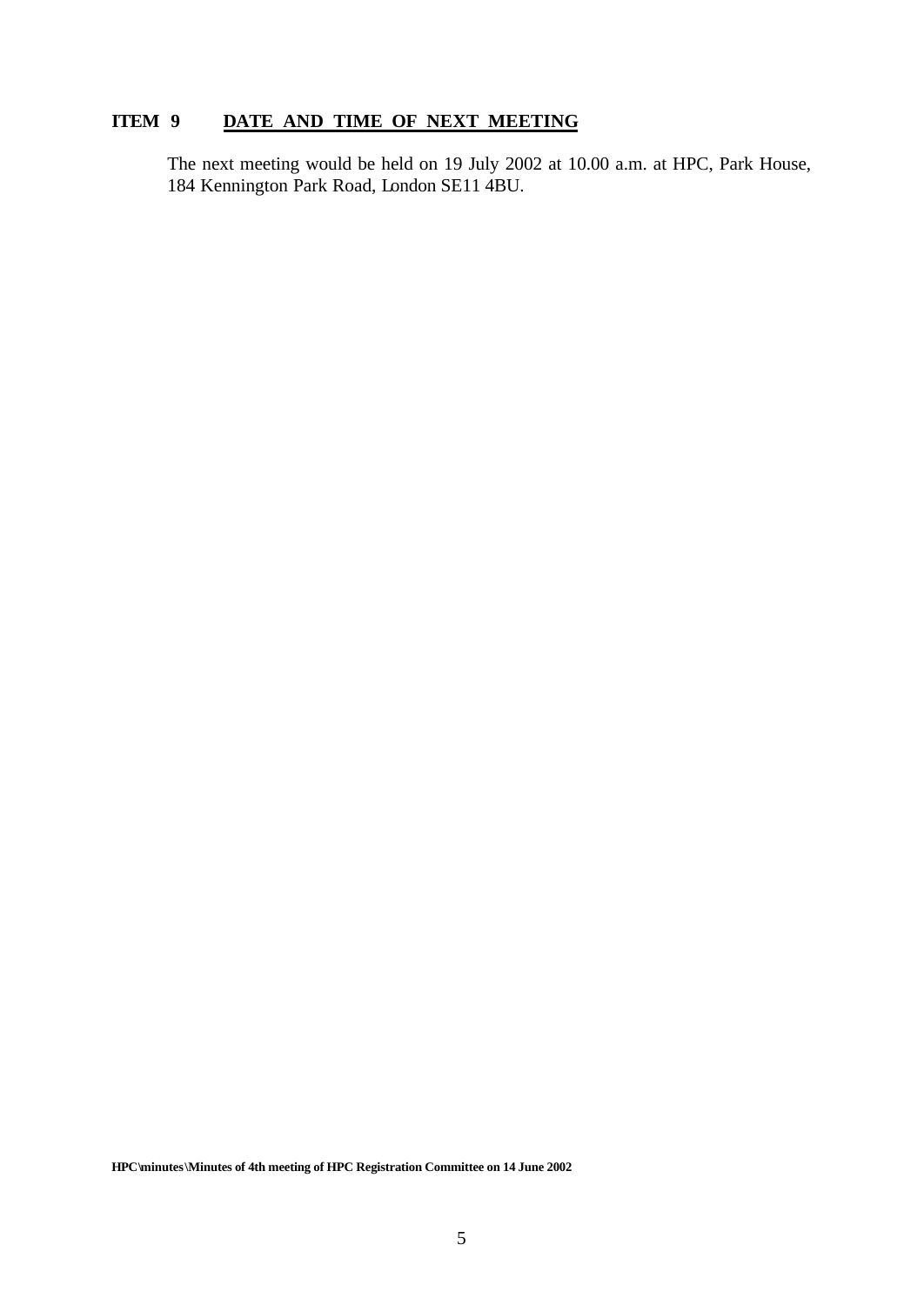**ITEM 9 DATE AND TIME OF NEXT MEETING**

The next meeting would be held on 19 July 2002 at 10.00 a.m. at HPC, Park House, 184 Kennington Park Road, London SE11 4BU.